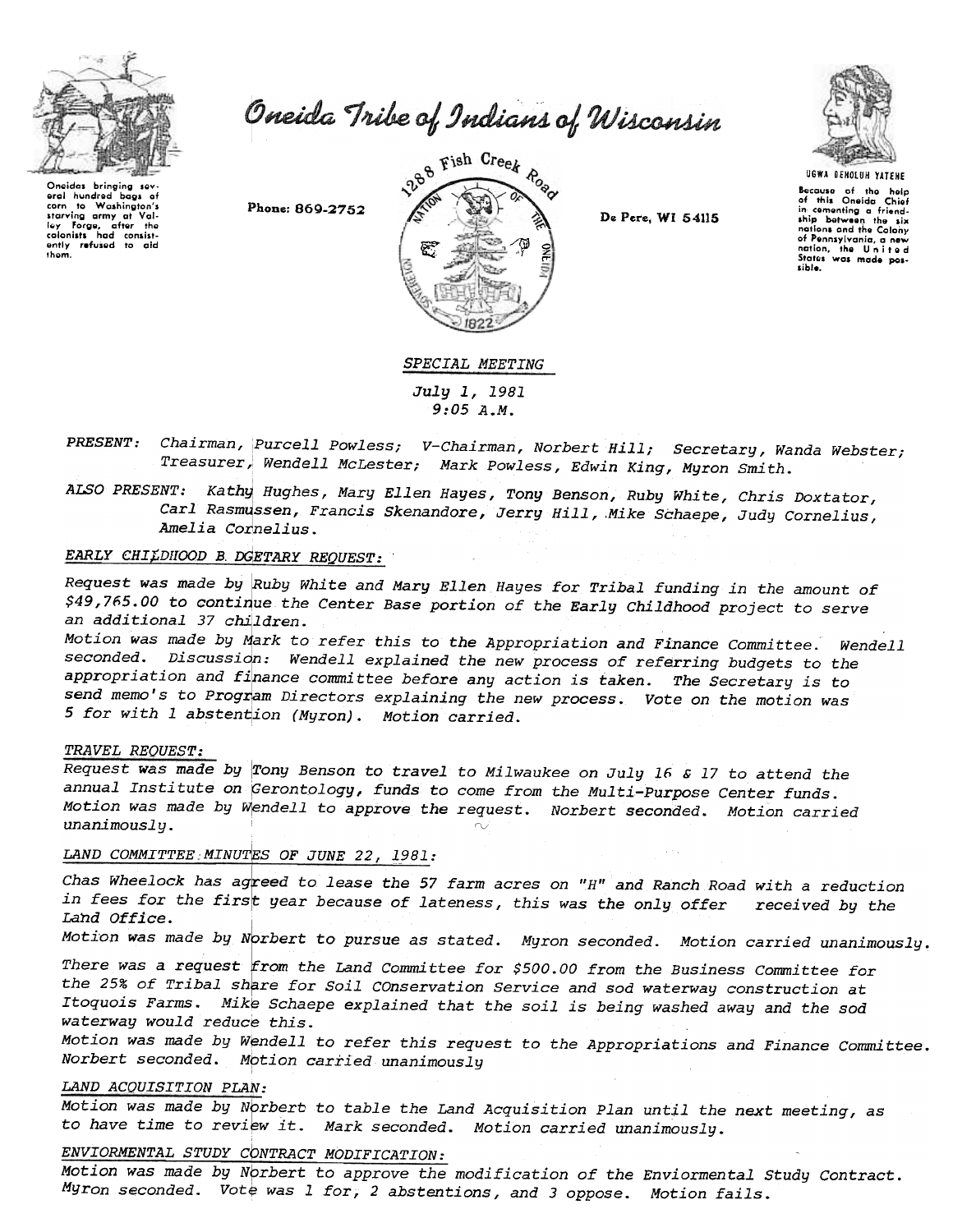# Oneida Tribe of Indians of Wisconsin

Oneidas bringing several hundred bags of corn to Washington's starving army at Valley Forge, after the colonists had consistently refused to aid them.

Phone: 869-2752

1288 Fish Creek Road

De Pere, WI 54115

UGWA DEHOLUH YATEHE

Because of the help of this Oneida Chief in cementing a friendship between the six nations and the Colony of Pennsylvania, a new nation, the United States was made possible.

## *SPECIAL MEETING*

*July 1, 1981*
*9:05 A.M.*

*PRESENT:* *Chairman, Purcell Powless; V-Chairman, Norbert Hill; Secretary, Wanda Webster; Treasurer, Wendell McLester; Mark Powless, Edwin King, Myron Smith.*

*ALSO PRESENT:* *Kathy Hughes, Mary Ellen Hayes, Tony Benson, Ruby White, Chris Doxtator, Carl Rasmussen, Francis Skenandore, Jerry Hill, Mike Schaepe, Judy Cornelius, Amelia Cornelius.*

### *EARLY CHILDHOOD B. DGETARY REQUEST:*

*Request was made by Ruby White and Mary Ellen Hayes for Tribal funding in the amount of $49,765.00 to continue the Center Base portion of the Early Childhood project to serve an additional 37 children.*
*Motion was made by Mark to refer this to the Appropriation and Finance Committee. Wendell seconded. Discussion: Wendell explained the new process of referring budgets to the appropriation and finance committee before any action is taken. The Secretary is to send memo's to Program Directors explaining the new process. Vote on the motion was 5 for with 1 abstention (Myron). Motion carried.*

### *TRAVEL REQUEST:*

*Request was made by Tony Benson to travel to Milwaukee on July 16 & 17 to attend the annual Institute on Gerontology, funds to come from the Multi-Purpose Center funds. Motion was made by Wendell to approve the request. Norbert seconded. Motion carried unanimously.*

### *LAND COMMITTEE MINUTES OF JUNE 22, 1981:*

*Chas Wheelock has agreed to lease the 57 farm acres on "H" and Ranch Road with a reduction in fees for the first year because of lateness, this was the only offer received by the Land Office.*
*Motion was made by Norbert to pursue as stated. Myron seconded. Motion carried unanimously.*

*There was a request from the Land Committee for $500.00 from the Business Committee for the 25% of Tribal share for Soil COnservation Service and sod waterway construction at Itoquois Farms. Mike Schaepe explained that the soil is being washed away and the sod waterway would reduce this.*
*Motion was made by Wendell to refer this request to the Appropriations and Finance Committee. Norbert seconded. Motion carried unanimously*

### *LAND ACQUISITION PLAN:*

*Motion was made by Norbert to table the Land Acquisition Plan until the next meeting, as to have time to review it. Mark seconded. Motion carried unanimously.*

### *ENVIORMENTAL STUDY CONTRACT MODIFICATION:*

*Motion was made by Norbert to approve the modification of the Enviormental Study Contract. Myron seconded. Vote was 1 for, 2 abstentions, and 3 oppose. Motion fails.*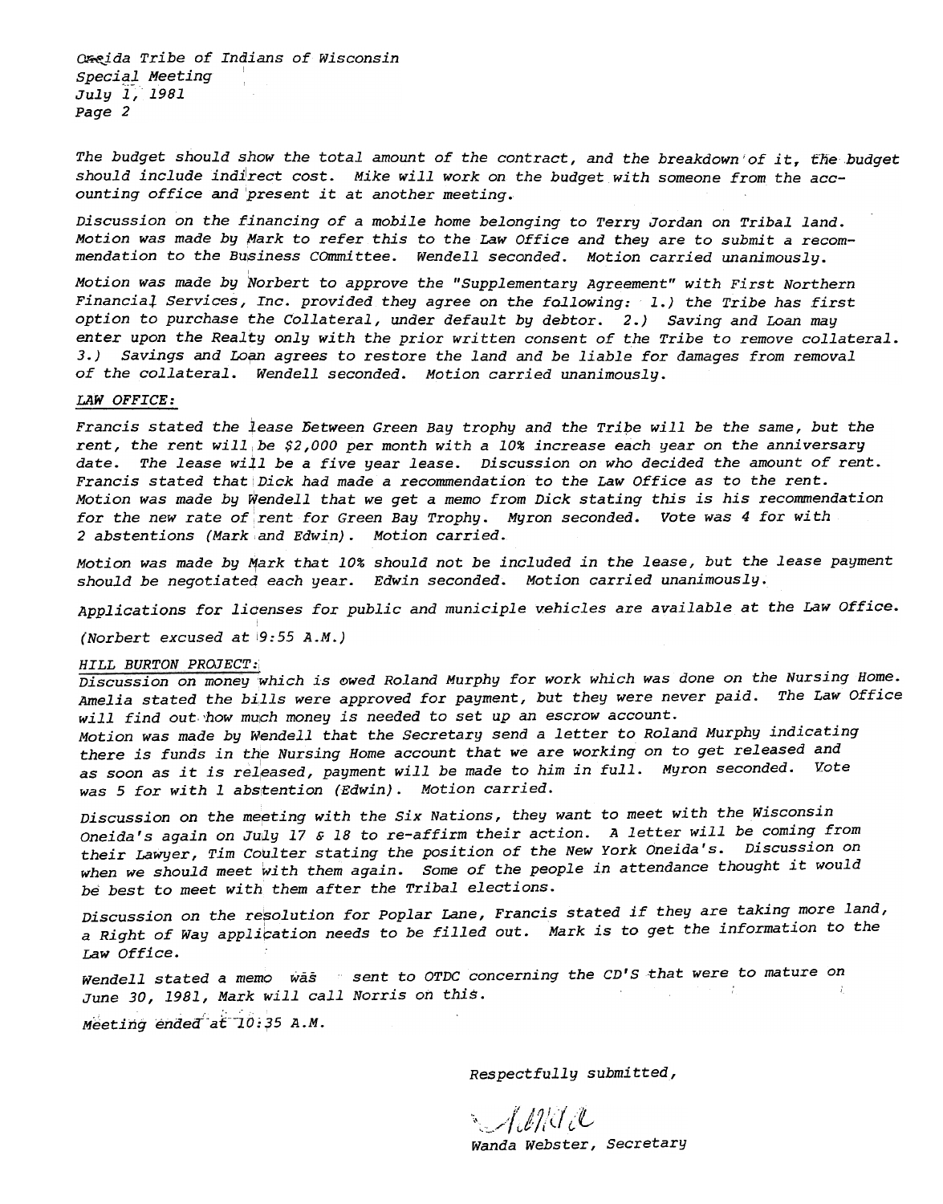*The budget should show the total amount of the contract, and the breakdown of it, the budget should include indirect cost. Mike will work on the budget with someone from the accounting office and present it at another meeting.*

*Discussion on the financing of a mobile home belonging to Terry Jordan on Tribal land. Motion was made by Mark to refer this to the Law Office and they are to submit a recommendation to the Business COmmittee. Wendell seconded. Motion carried unanimously.*

*Motion was made by Norbert to approve the "Supplementary Agreement" with First Northern Financial Services, Inc. provided they agree on the following: 1.) the Tribe has first option to purchase the Collateral, under default by debtor. 2.) Saving and Loan may enter upon the Realty only with the prior written consent of the Tribe to remove collateral. 3.) Savings and Loan agrees to restore the land and be liable for damages from removal of the collateral. Wendell seconded. Motion carried unanimously.*

*LAW OFFICE:*

*Francis stated the lease between Green Bay trophy and the Tribe will be the same, but the rent, the rent will be $2,000 per month with a 10% increase each year on the anniversary date. The lease will be a five year lease. Discussion on who decided the amount of rent. Francis stated that Dick had made a recommendation to the Law Office as to the rent. Motion was made by Wendell that we get a memo from Dick stating this is his recommendation for the new rate of rent for Green Bay Trophy. Myron seconded. Vote was 4 for with 2 abstentions (Mark and Edwin). Motion carried.*

*Motion was made by Mark that 10% should not be included in the lease, but the lease payment should be negotiated each year. Edwin seconded. Motion carried unanimously.*

*Applications for licenses for public and municiple vehicles are available at the Law Office.*

*(Norbert excused at 9:55 A.M.)*

*HILL BURTON PROJECT:*

*Discussion on money which is owed Roland Murphy for work which was done on the Nursing Home. Amelia stated the bills were approved for payment, but they were never paid. The Law Office will find out how much money is needed to set up an escrow account.*

*Motion was made by Wendell that the Secretary send a letter to Roland Murphy indicating there is funds in the Nursing Home account that we are working on to get released and as soon as it is released, payment will be made to him in full. Myron seconded. Vote was 5 for with 1 abstention (Edwin). Motion carried.*

*Discussion on the meeting with the Six Nations, they want to meet with the Wisconsin Oneida's again on July 17 & 18 to re-affirm their action. A letter will be coming from their Lawyer, Tim Coulter stating the position of the New York Oneida's. Discussion on when we should meet with them again. Some of the people in attendance thought it would be best to meet with them after the Tribal elections.*

*Discussion on the resolution for Poplar Lane, Francis stated if they are taking more land, a Right of Way application needs to be filled out. Mark is to get the information to the Law Office.*

*Wendell stated a memo was sent to OTDC concerning the CD'S that were to mature on June 30, 1981, Mark will call Norris on this.*

*Meeting ended at 10:35 A.M.*

*Respectfully submitted,*

*Wanda Webster, Secretary*